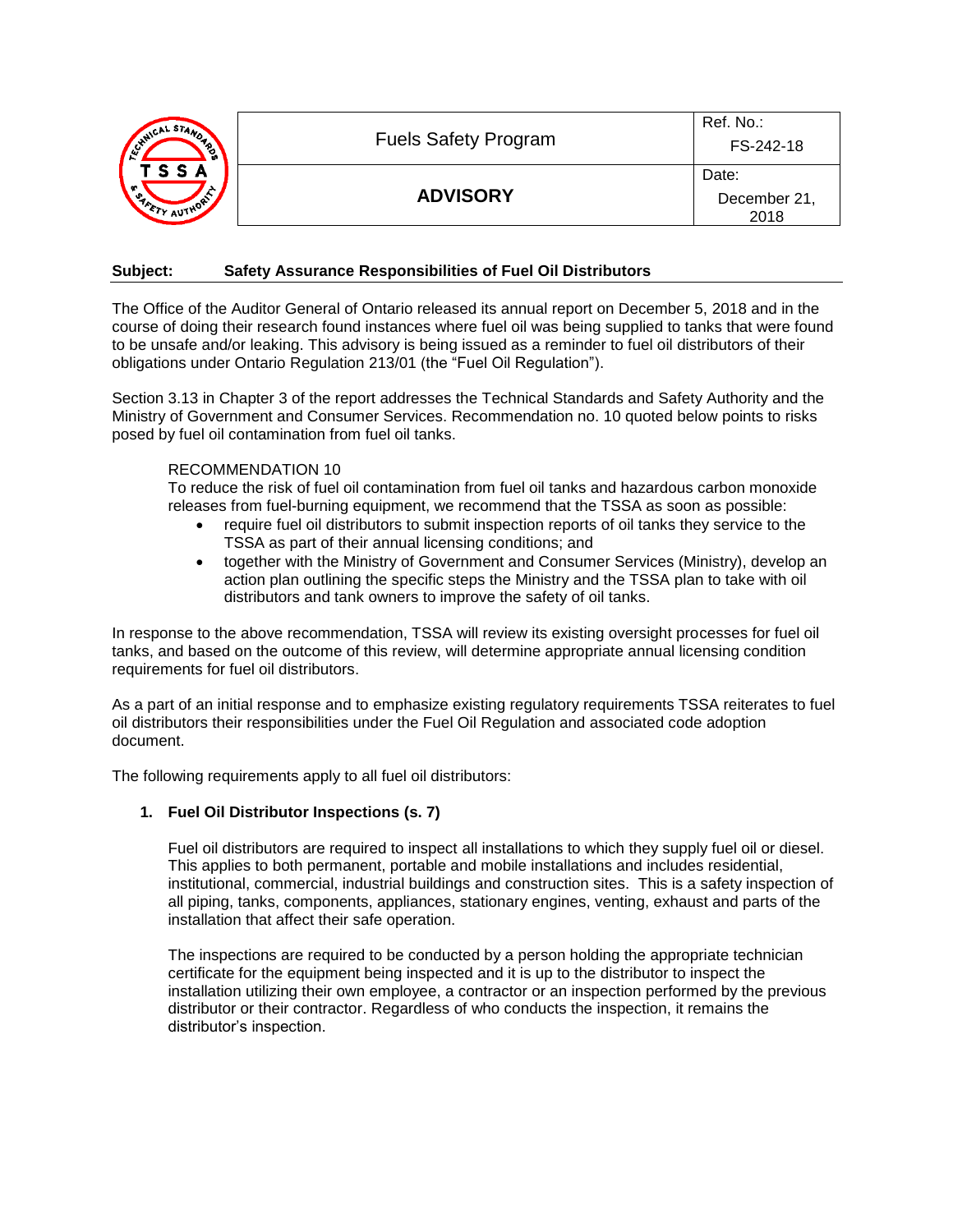| | Fuels Safety Program | Ref. No.: FS-242-18 |
|---|---|---|
| | **ADVISORY** | Date: December 21, 2018 |

**Subject: Safety Assurance Responsibilities of Fuel Oil Distributors**

The Office of the Auditor General of Ontario released its annual report on December 5, 2018 and in the course of doing their research found instances where fuel oil was being supplied to tanks that were found to be unsafe and/or leaking. This advisory is being issued as a reminder to fuel oil distributors of their obligations under Ontario Regulation 213/01 (the "Fuel Oil Regulation").

Section 3.13 in Chapter 3 of the report addresses the Technical Standards and Safety Authority and the Ministry of Government and Consumer Services. Recommendation no. 10 quoted below points to risks posed by fuel oil contamination from fuel oil tanks.

> RECOMMENDATION 10
>
> To reduce the risk of fuel oil contamination from fuel oil tanks and hazardous carbon monoxide releases from fuel-burning equipment, we recommend that the TSSA as soon as possible:
>
> - require fuel oil distributors to submit inspection reports of oil tanks they service to the TSSA as part of their annual licensing conditions; and
> - together with the Ministry of Government and Consumer Services (Ministry), develop an action plan outlining the specific steps the Ministry and the TSSA plan to take with oil distributors and tank owners to improve the safety of oil tanks.

In response to the above recommendation, TSSA will review its existing oversight processes for fuel oil tanks, and based on the outcome of this review, will determine appropriate annual licensing condition requirements for fuel oil distributors.

As a part of an initial response and to emphasize existing regulatory requirements TSSA reiterates to fuel oil distributors their responsibilities under the Fuel Oil Regulation and associated code adoption document.

The following requirements apply to all fuel oil distributors:

**1. Fuel Oil Distributor Inspections (s. 7)**

Fuel oil distributors are required to inspect all installations to which they supply fuel oil or diesel. This applies to both permanent, portable and mobile installations and includes residential, institutional, commercial, industrial buildings and construction sites. This is a safety inspection of all piping, tanks, components, appliances, stationary engines, venting, exhaust and parts of the installation that affect their safe operation.

The inspections are required to be conducted by a person holding the appropriate technician certificate for the equipment being inspected and it is up to the distributor to inspect the installation utilizing their own employee, a contractor or an inspection performed by the previous distributor or their contractor. Regardless of who conducts the inspection, it remains the distributor's inspection.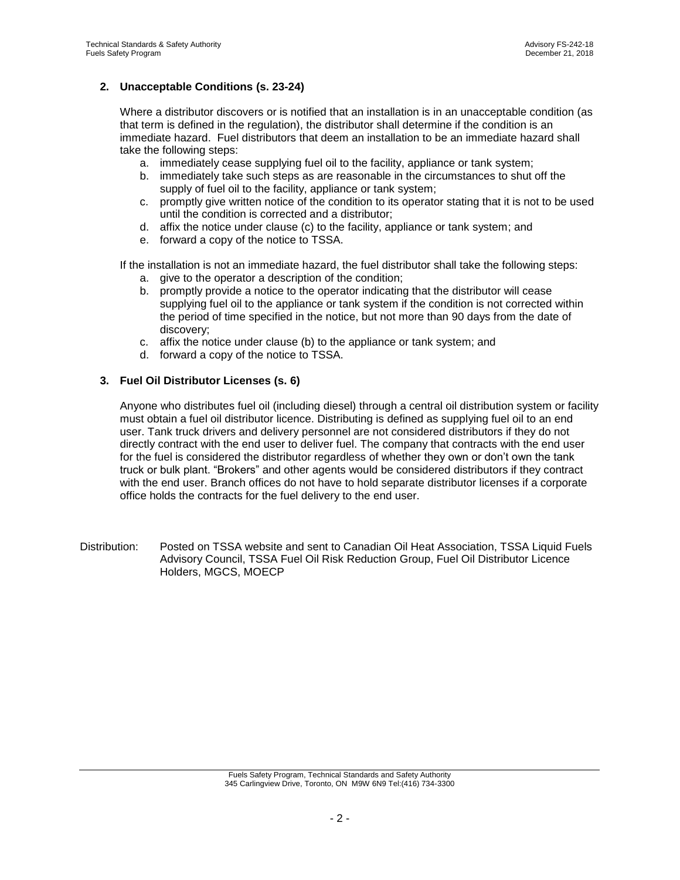## 2. Unacceptable Conditions (s. 23-24)

Where a distributor discovers or is notified that an installation is in an unacceptable condition (as that term is defined in the regulation), the distributor shall determine if the condition is an immediate hazard. Fuel distributors that deem an installation to be an immediate hazard shall take the following steps:

a. immediately cease supplying fuel oil to the facility, appliance or tank system;
b. immediately take such steps as are reasonable in the circumstances to shut off the supply of fuel oil to the facility, appliance or tank system;
c. promptly give written notice of the condition to its operator stating that it is not to be used until the condition is corrected and a distributor;
d. affix the notice under clause (c) to the facility, appliance or tank system; and
e. forward a copy of the notice to TSSA.

If the installation is not an immediate hazard, the fuel distributor shall take the following steps:

a. give to the operator a description of the condition;
b. promptly provide a notice to the operator indicating that the distributor will cease supplying fuel oil to the appliance or tank system if the condition is not corrected within the period of time specified in the notice, but not more than 90 days from the date of discovery;
c. affix the notice under clause (b) to the appliance or tank system; and
d. forward a copy of the notice to TSSA.

## 3. Fuel Oil Distributor Licenses (s. 6)

Anyone who distributes fuel oil (including diesel) through a central oil distribution system or facility must obtain a fuel oil distributor licence. Distributing is defined as supplying fuel oil to an end user. Tank truck drivers and delivery personnel are not considered distributors if they do not directly contract with the end user to deliver fuel. The company that contracts with the end user for the fuel is considered the distributor regardless of whether they own or don't own the tank truck or bulk plant. "Brokers" and other agents would be considered distributors if they contract with the end user. Branch offices do not have to hold separate distributor licenses if a corporate office holds the contracts for the fuel delivery to the end user.

Distribution: Posted on TSSA website and sent to Canadian Oil Heat Association, TSSA Liquid Fuels Advisory Council, TSSA Fuel Oil Risk Reduction Group, Fuel Oil Distributor Licence Holders, MGCS, MOECP